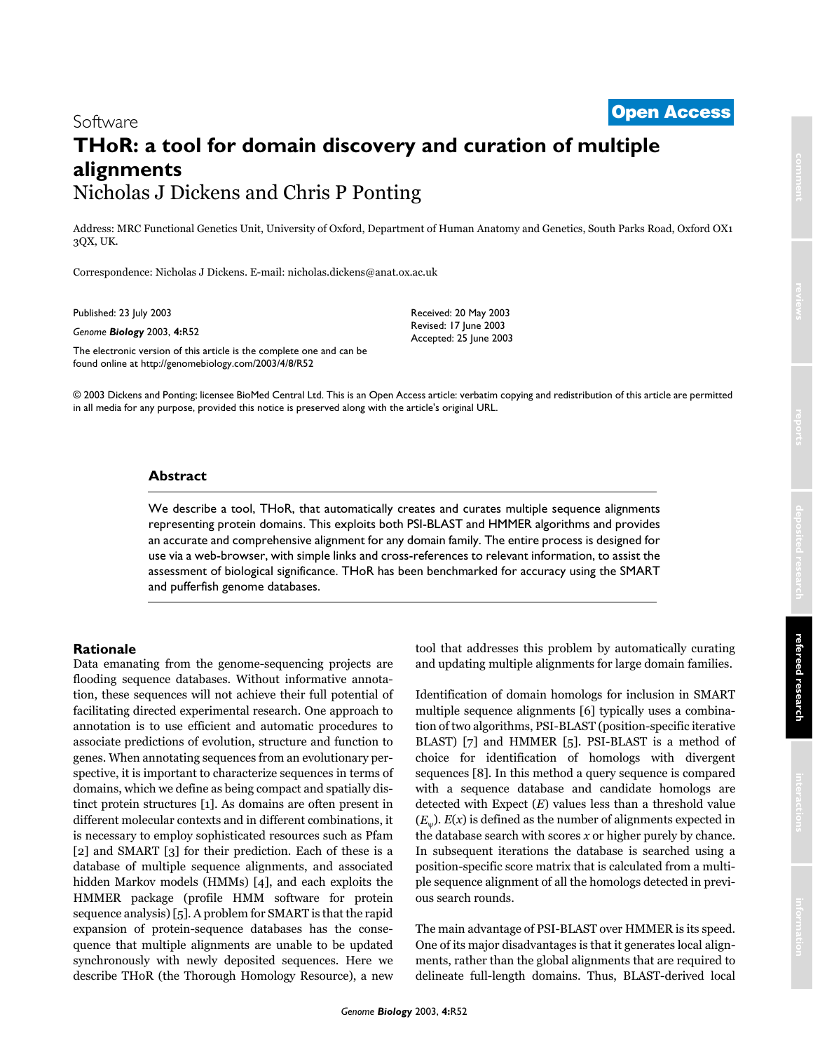Software

**Open Access**

# THoR: a tool for domain discovery and curation of multiple alignments

Nicholas J Dickens and Chris P Ponting

Address: MRC Functional Genetics Unit, University of Oxford, Department of Human Anatomy and Genetics, South Parks Road, Oxford OX1 3QX, UK.

Correspondence: Nicholas J Dickens. E-mail: nicholas.dickens@anat.ox.ac.uk

Published: 23 July 2003

*Genome **Biology*** 2003, **4:**R52

The electronic version of this article is the complete one and can be found online at http://genomebiology.com/2003/4/8/R52

Received: 20 May 2003
Revised: 17 June 2003
Accepted: 25 June 2003

© 2003 Dickens and Ponting; licensee BioMed Central Ltd. This is an Open Access article: verbatim copying and redistribution of this article are permitted in all media for any purpose, provided this notice is preserved along with the article's original URL.

## Abstract

We describe a tool, THoR, that automatically creates and curates multiple sequence alignments representing protein domains. This exploits both PSI-BLAST and HMMER algorithms and provides an accurate and comprehensive alignment for any domain family. The entire process is designed for use via a web-browser, with simple links and cross-references to relevant information, to assist the assessment of biological significance. THoR has been benchmarked for accuracy using the SMART and pufferfish genome databases.

## Rationale

Data emanating from the genome-sequencing projects are flooding sequence databases. Without informative annotation, these sequences will not achieve their full potential of facilitating directed experimental research. One approach to annotation is to use efficient and automatic procedures to associate predictions of evolution, structure and function to genes. When annotating sequences from an evolutionary perspective, it is important to characterize sequences in terms of domains, which we define as being compact and spatially distinct protein structures [1]. As domains are often present in different molecular contexts and in different combinations, it is necessary to employ sophisticated resources such as Pfam [2] and SMART [3] for their prediction. Each of these is a database of multiple sequence alignments, and associated hidden Markov models (HMMs) [4], and each exploits the HMMER package (profile HMM software for protein sequence analysis) [5]. A problem for SMART is that the rapid expansion of protein-sequence databases has the consequence that multiple alignments are unable to be updated synchronously with newly deposited sequences. Here we describe THoR (the Thorough Homology Resource), a new tool that addresses this problem by automatically curating and updating multiple alignments for large domain families.

Identification of domain homologs for inclusion in SMART multiple sequence alignments [6] typically uses a combination of two algorithms, PSI-BLAST (position-specific iterative BLAST) [7] and HMMER [5]. PSI-BLAST is a method of choice for identification of homologs with divergent sequences [8]. In this method a query sequence is compared with a sequence database and candidate homologs are detected with Expect ($E$) values less than a threshold value ($E_\psi$). $E(x)$ is defined as the number of alignments expected in the database search with scores $x$ or higher purely by chance. In subsequent iterations the database is searched using a position-specific score matrix that is calculated from a multiple sequence alignment of all the homologs detected in previous search rounds.

The main advantage of PSI-BLAST over HMMER is its speed. One of its major disadvantages is that it generates local alignments, rather than the global alignments that are required to delineate full-length domains. Thus, BLAST-derived local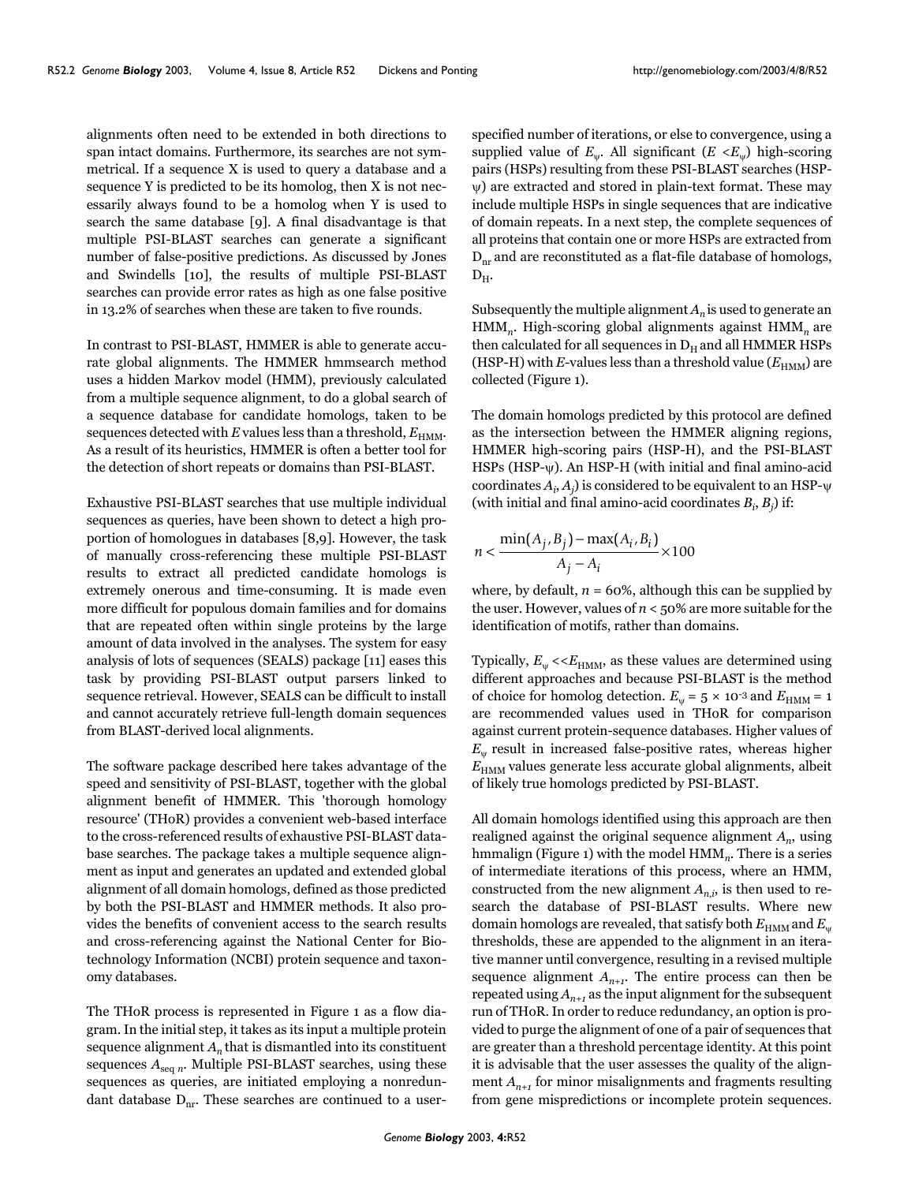alignments often need to be extended in both directions to span intact domains. Furthermore, its searches are not symmetrical. If a sequence X is used to query a database and a sequence Y is predicted to be its homolog, then X is not necessarily always found to be a homolog when Y is used to search the same database [9]. A final disadvantage is that multiple PSI-BLAST searches can generate a significant number of false-positive predictions. As discussed by Jones and Swindells [10], the results of multiple PSI-BLAST searches can provide error rates as high as one false positive in 13.2% of searches when these are taken to five rounds.

In contrast to PSI-BLAST, HMMER is able to generate accurate global alignments. The HMMER hmmsearch method uses a hidden Markov model (HMM), previously calculated from a multiple sequence alignment, to do a global search of a sequence database for candidate homologs, taken to be sequences detected with $E$ values less than a threshold, $E_{\mathrm{HMM}}$. As a result of its heuristics, HMMER is often a better tool for the detection of short repeats or domains than PSI-BLAST.

Exhaustive PSI-BLAST searches that use multiple individual sequences as queries, have been shown to detect a high proportion of homologues in databases [8,9]. However, the task of manually cross-referencing these multiple PSI-BLAST results to extract all predicted candidate homologs is extremely onerous and time-consuming. It is made even more difficult for populous domain families and for domains that are repeated often within single proteins by the large amount of data involved in the analyses. The system for easy analysis of lots of sequences (SEALS) package [11] eases this task by providing PSI-BLAST output parsers linked to sequence retrieval. However, SEALS can be difficult to install and cannot accurately retrieve full-length domain sequences from BLAST-derived local alignments.

The software package described here takes advantage of the speed and sensitivity of PSI-BLAST, together with the global alignment benefit of HMMER. This 'thorough homology resource' (THoR) provides a convenient web-based interface to the cross-referenced results of exhaustive PSI-BLAST database searches. The package takes a multiple sequence alignment as input and generates an updated and extended global alignment of all domain homologs, defined as those predicted by both the PSI-BLAST and HMMER methods. It also provides the benefits of convenient access to the search results and cross-referencing against the National Center for Biotechnology Information (NCBI) protein sequence and taxonomy databases.

The THoR process is represented in Figure 1 as a flow diagram. In the initial step, it takes as its input a multiple protein sequence alignment $A_n$ that is dismantled into its constituent sequences $A_{\mathrm{seq}\ n}$. Multiple PSI-BLAST searches, using these sequences as queries, are initiated employing a nonredundant database $D_{\mathrm{nr}}$. These searches are continued to a user-specified number of iterations, or else to convergence, using a supplied value of $E_\psi$. All significant ($E < E_\psi$) high-scoring pairs (HSPs) resulting from these PSI-BLAST searches (HSP-$\psi$) are extracted and stored in plain-text format. These may include multiple HSPs in single sequences that are indicative of domain repeats. In a next step, the complete sequences of all proteins that contain one or more HSPs are extracted from $D_{\mathrm{nr}}$ and are reconstituted as a flat-file database of homologs, $D_{\mathrm{H}}$.

Subsequently the multiple alignment $A_n$ is used to generate an $\mathrm{HMM}_n$. High-scoring global alignments against $\mathrm{HMM}_n$ are then calculated for all sequences in $D_{\mathrm{H}}$ and all HMMER HSPs (HSP-H) with $E$-values less than a threshold value ($E_{\mathrm{HMM}}$) are collected (Figure 1).

The domain homologs predicted by this protocol are defined as the intersection between the HMMER aligning regions, HMMER high-scoring pairs (HSP-H), and the PSI-BLAST HSPs (HSP-$\psi$). An HSP-H (with initial and final amino-acid coordinates $A_i, A_j$) is considered to be equivalent to an HSP-$\psi$ (with initial and final amino-acid coordinates $B_i, B_j$) if:

$$n < \frac{\min(A_j, B_j) - \max(A_i, B_i)}{A_j - A_i} \times 100$$

where, by default, $n = 60\%$, although this can be supplied by the user. However, values of $n < 50\%$ are more suitable for the identification of motifs, rather than domains.

Typically, $E_\psi << E_{\mathrm{HMM}}$, as these values are determined using different approaches and because PSI-BLAST is the method of choice for homolog detection. $E_\psi = 5 \times 10^{-3}$ and $E_{\mathrm{HMM}} = 1$ are recommended values used in THoR for comparison against current protein-sequence databases. Higher values of $E_\psi$ result in increased false-positive rates, whereas higher $E_{\mathrm{HMM}}$ values generate less accurate global alignments, albeit of likely true homologs predicted by PSI-BLAST.

All domain homologs identified using this approach are then realigned against the original sequence alignment $A_n$, using hmmalign (Figure 1) with the model $\mathrm{HMM}_n$. There is a series of intermediate iterations of this process, where an HMM, constructed from the new alignment $A_{n,i}$, is then used to re-search the database of PSI-BLAST results. Where new domain homologs are revealed, that satisfy both $E_{\mathrm{HMM}}$ and $E_\psi$ thresholds, these are appended to the alignment in an iterative manner until convergence, resulting in a revised multiple sequence alignment $A_{n+1}$. The entire process can then be repeated using $A_{n+1}$ as the input alignment for the subsequent run of THoR. In order to reduce redundancy, an option is provided to purge the alignment of one of a pair of sequences that are greater than a threshold percentage identity. At this point it is advisable that the user assesses the quality of the alignment $A_{n+1}$ for minor misalignments and fragments resulting from gene mispredictions or incomplete protein sequences.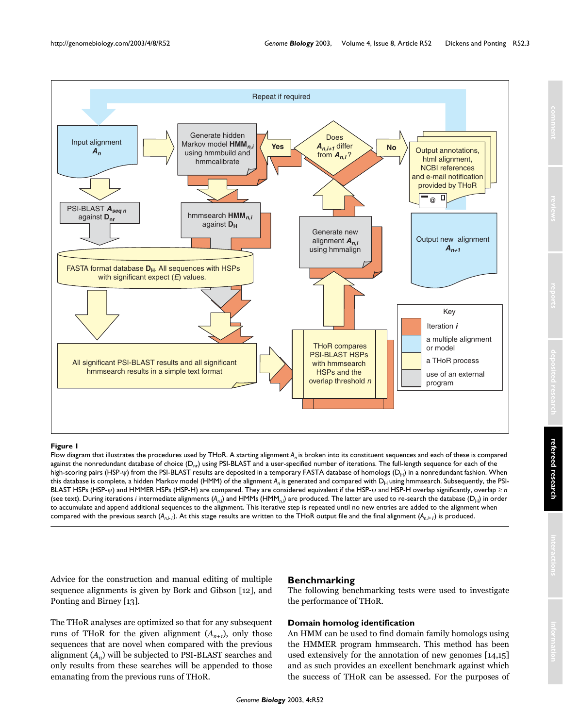**Figure 1**

Flow diagram that illustrates the procedures used by THoR. A starting alignment $A_n$ is broken into its constituent sequences and each of these is compared against the nonredundant database of choice ($D_{nr}$) using PSI-BLAST and a user-specified number of iterations. The full-length sequence for each of the high-scoring pairs (HSP-ψ) from the PSI-BLAST results are deposited in a temporary FASTA database of homologs ($D_H$) in a nonredundant fashion. When this database is complete, a hidden Markov model (HMM) of the alignment $A_n$ is generated and compared with $D_H$ using hmmsearch. Subsequently, the PSI-BLAST HSPs (HSP-ψ) and HMMER HSPs (HSP-H) are compared. They are considered equivalent if the HSP-ψ and HSP-H overlap significantly, overlap $\geq n$ (see text). During iterations $i$ intermediate alignments ($A_{n,i}$) and HMMs ($HMM_{n,i}$) are produced. The latter are used to re-search the database ($D_H$) in order to accumulate and append additional sequences to the alignment. This iterative step is repeated until no new entries are added to the alignment when compared with the previous search ($A_{n,i-1}$). At this stage results are written to the THoR output file and the final alignment ($A_{n,i+1}$) is produced.

Advice for the construction and manual editing of multiple sequence alignments is given by Bork and Gibson [12], and Ponting and Birney [13].

The THoR analyses are optimized so that for any subsequent runs of THoR for the given alignment ($A_{n+1}$), only those sequences that are novel when compared with the previous alignment ($A_n$) will be subjected to PSI-BLAST searches and only results from these searches will be appended to those emanating from the previous runs of THoR.

## Benchmarking

The following benchmarking tests were used to investigate the performance of THoR.

### Domain homolog identification

An HMM can be used to find domain family homologs using the HMMER program hmmsearch. This method has been used extensively for the annotation of new genomes [14,15] and as such provides an excellent benchmark against which the success of THoR can be assessed. For the purposes of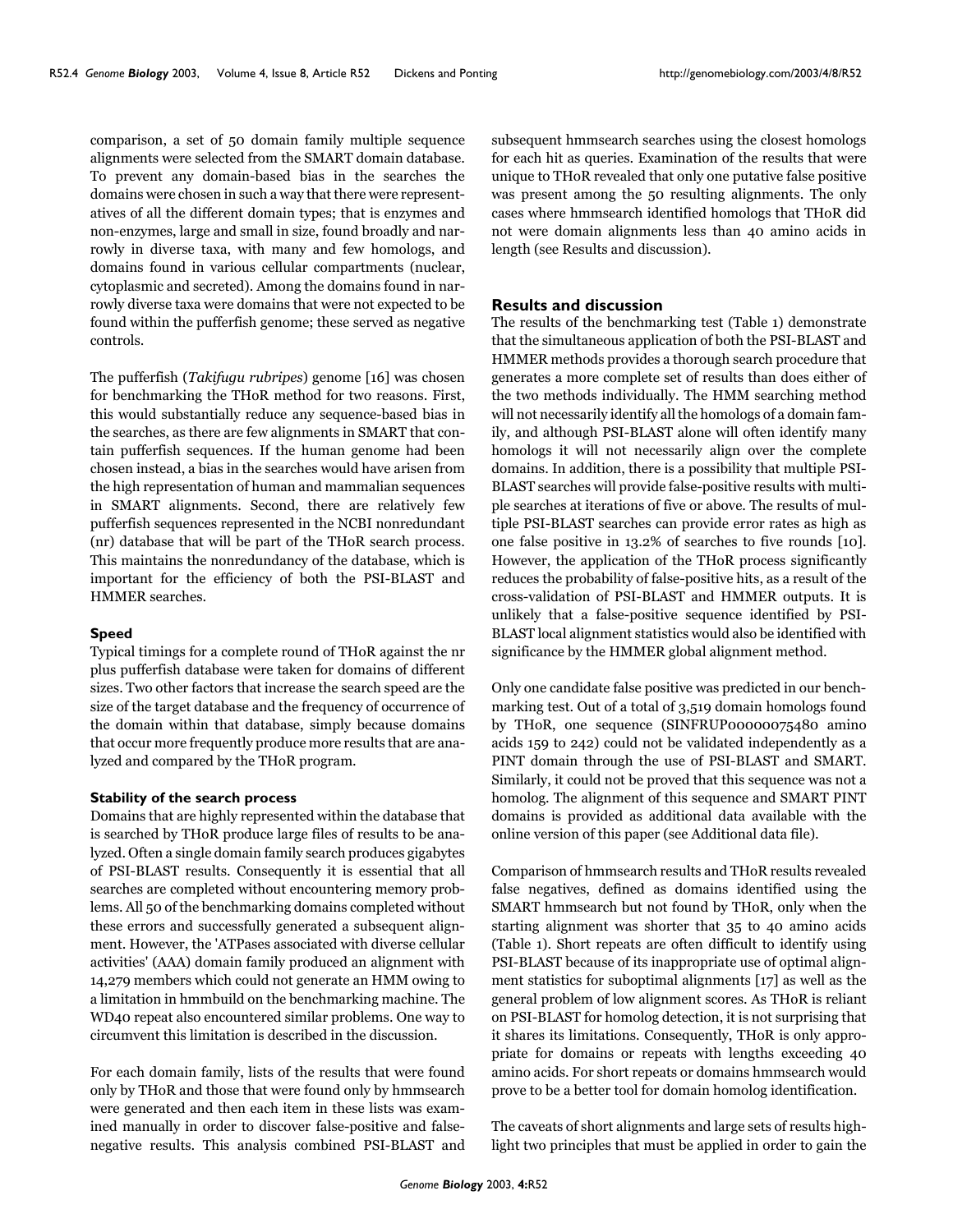comparison, a set of 50 domain family multiple sequence alignments were selected from the SMART domain database. To prevent any domain-based bias in the searches the domains were chosen in such a way that there were representatives of all the different domain types; that is enzymes and non-enzymes, large and small in size, found broadly and narrowly in diverse taxa, with many and few homologs, and domains found in various cellular compartments (nuclear, cytoplasmic and secreted). Among the domains found in narrowly diverse taxa were domains that were not expected to be found within the pufferfish genome; these served as negative controls.

The pufferfish (*Takifugu rubripes*) genome [16] was chosen for benchmarking the THoR method for two reasons. First, this would substantially reduce any sequence-based bias in the searches, as there are few alignments in SMART that contain pufferfish sequences. If the human genome had been chosen instead, a bias in the searches would have arisen from the high representation of human and mammalian sequences in SMART alignments. Second, there are relatively few pufferfish sequences represented in the NCBI nonredundant (nr) database that will be part of the THoR search process. This maintains the nonredundancy of the database, which is important for the efficiency of both the PSI-BLAST and HMMER searches.

### Speed

Typical timings for a complete round of THoR against the nr plus pufferfish database were taken for domains of different sizes. Two other factors that increase the search speed are the size of the target database and the frequency of occurrence of the domain within that database, simply because domains that occur more frequently produce more results that are analyzed and compared by the THoR program.

### Stability of the search process

Domains that are highly represented within the database that is searched by THoR produce large files of results to be analyzed. Often a single domain family search produces gigabytes of PSI-BLAST results. Consequently it is essential that all searches are completed without encountering memory problems. All 50 of the benchmarking domains completed without these errors and successfully generated a subsequent alignment. However, the 'ATPases associated with diverse cellular activities' (AAA) domain family produced an alignment with 14,279 members which could not generate an HMM owing to a limitation in hmmbuild on the benchmarking machine. The WD40 repeat also encountered similar problems. One way to circumvent this limitation is described in the discussion.

For each domain family, lists of the results that were found only by THoR and those that were found only by hmmsearch were generated and then each item in these lists was examined manually in order to discover false-positive and false-negative results. This analysis combined PSI-BLAST and subsequent hmmsearch searches using the closest homologs for each hit as queries. Examination of the results that were unique to THoR revealed that only one putative false positive was present among the 50 resulting alignments. The only cases where hmmsearch identified homologs that THoR did not were domain alignments less than 40 amino acids in length (see Results and discussion).

## Results and discussion

The results of the benchmarking test (Table 1) demonstrate that the simultaneous application of both the PSI-BLAST and HMMER methods provides a thorough search procedure that generates a more complete set of results than does either of the two methods individually. The HMM searching method will not necessarily identify all the homologs of a domain family, and although PSI-BLAST alone will often identify many homologs it will not necessarily align over the complete domains. In addition, there is a possibility that multiple PSI-BLAST searches will provide false-positive results with multiple searches at iterations of five or above. The results of multiple PSI-BLAST searches can provide error rates as high as one false positive in 13.2% of searches to five rounds [10]. However, the application of the THoR process significantly reduces the probability of false-positive hits, as a result of the cross-validation of PSI-BLAST and HMMER outputs. It is unlikely that a false-positive sequence identified by PSI-BLAST local alignment statistics would also be identified with significance by the HMMER global alignment method.

Only one candidate false positive was predicted in our benchmarking test. Out of a total of 3,519 domain homologs found by THoR, one sequence (SINFRUP00000075480 amino acids 159 to 242) could not be validated independently as a PINT domain through the use of PSI-BLAST and SMART. Similarly, it could not be proved that this sequence was not a homolog. The alignment of this sequence and SMART PINT domains is provided as additional data available with the online version of this paper (see Additional data file).

Comparison of hmmsearch results and THoR results revealed false negatives, defined as domains identified using the SMART hmmsearch but not found by THoR, only when the starting alignment was shorter that 35 to 40 amino acids (Table 1). Short repeats are often difficult to identify using PSI-BLAST because of its inappropriate use of optimal alignment statistics for suboptimal alignments [17] as well as the general problem of low alignment scores. As THoR is reliant on PSI-BLAST for homolog detection, it is not surprising that it shares its limitations. Consequently, THoR is only appropriate for domains or repeats with lengths exceeding 40 amino acids. For short repeats or domains hmmsearch would prove to be a better tool for domain homolog identification.

The caveats of short alignments and large sets of results highlight two principles that must be applied in order to gain the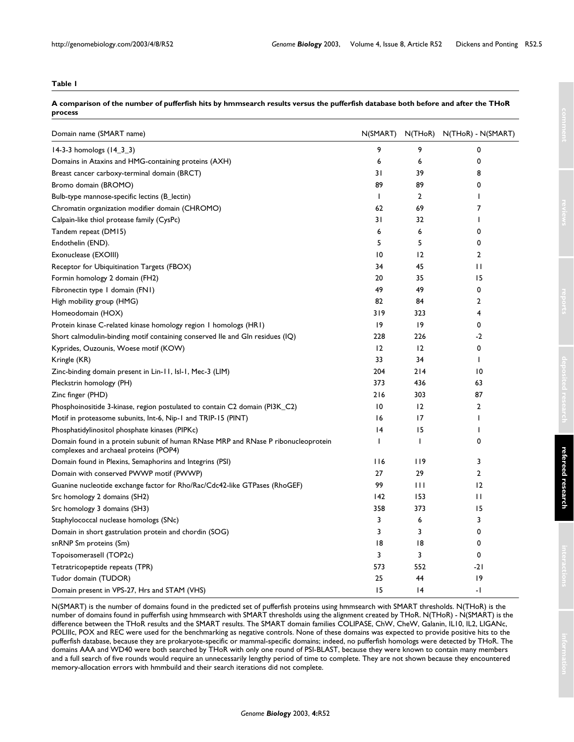**Table 1**

**A comparison of the number of pufferfish hits by hmmsearch results versus the pufferfish database both before and after the THoR process**

| Domain name (SMART name) | N(SMART) | N(THoR) | N(THoR) - N(SMART) |
|---|---|---|---|
| 14-3-3 homologs (14_3_3) | 9 | 9 | 0 |
| Domains in Ataxins and HMG-containing proteins (AXH) | 6 | 6 | 0 |
| Breast cancer carboxy-terminal domain (BRCT) | 31 | 39 | 8 |
| Bromo domain (BROMO) | 89 | 89 | 0 |
| Bulb-type mannose-specific lectins (B_lectin) | 1 | 2 | 1 |
| Chromatin organization modifier domain (CHROMO) | 62 | 69 | 7 |
| Calpain-like thiol protease family (CysPc) | 31 | 32 | 1 |
| Tandem repeat (DM15) | 6 | 6 | 0 |
| Endothelin (END). | 5 | 5 | 0 |
| Exonuclease (EXOIII) | 10 | 12 | 2 |
| Receptor for Ubiquitination Targets (FBOX) | 34 | 45 | 11 |
| Formin homology 2 domain (FH2) | 20 | 35 | 15 |
| Fibronectin type 1 domain (FN1) | 49 | 49 | 0 |
| High mobility group (HMG) | 82 | 84 | 2 |
| Homeodomain (HOX) | 319 | 323 | 4 |
| Protein kinase C-related kinase homology region 1 homologs (HR1) | 19 | 19 | 0 |
| Short calmodulin-binding motif containing conserved Ile and Gln residues (IQ) | 228 | 226 | -2 |
| Kyprides, Ouzounis, Woese motif (KOW) | 12 | 12 | 0 |
| Kringle (KR) | 33 | 34 | 1 |
| Zinc-binding domain present in Lin-11, Isl-1, Mec-3 (LIM) | 204 | 214 | 10 |
| Pleckstrin homology (PH) | 373 | 436 | 63 |
| Zinc finger (PHD) | 216 | 303 | 87 |
| Phosphoinositide 3-kinase, region postulated to contain C2 domain (PI3K_C2) | 10 | 12 | 2 |
| Motif in proteasome subunits, Int-6, Nip-1 and TRIP-15 (PINT) | 16 | 17 | 1 |
| Phosphatidylinositol phosphate kinases (PIPKc) | 14 | 15 | 1 |
| Domain found in a protein subunit of human RNase MRP and RNase P ribonucleoprotein complexes and archaeal proteins (POP4) | 1 | 1 | 0 |
| Domain found in Plexins, Semaphorins and Integrins (PSI) | 116 | 119 | 3 |
| Domain with conserved PWWP motif (PWWP) | 27 | 29 | 2 |
| Guanine nucleotide exchange factor for Rho/Rac/Cdc42-like GTPases (RhoGEF) | 99 | 111 | 12 |
| Src homology 2 domains (SH2) | 142 | 153 | 11 |
| Src homology 3 domains (SH3) | 358 | 373 | 15 |
| Staphylococcal nuclease homologs (SNc) | 3 | 6 | 3 |
| Domain in short gastrulation protein and chordin (SOG) | 3 | 3 | 0 |
| snRNP Sm proteins (Sm) | 18 | 18 | 0 |
| TopoisomeraseII (TOP2c) | 3 | 3 | 0 |
| Tetratricopeptide repeats (TPR) | 573 | 552 | -21 |
| Tudor domain (TUDOR) | 25 | 44 | 19 |
| Domain present in VPS-27, Hrs and STAM (VHS) | 15 | 14 | -1 |

N(SMART) is the number of domains found in the predicted set of pufferfish proteins using hmmsearch with SMART thresholds. N(THoR) is the number of domains found in pufferfish using hmmsearch with SMART thresholds using the alignment created by THoR. N(THoR) - N(SMART) is the difference between the THoR results and the SMART results. The SMART domain families COLIPASE, ChW, CheW, Galanin, IL10, IL2, LIGANc, POLIIIc, POX and REC were used for the benchmarking as negative controls. None of these domains was expected to provide positive hits to the pufferfish database, because they are prokaryote-specific or mammal-specific domains; indeed, no pufferfish homologs were detected by THoR. The domains AAA and WD40 were both searched by THoR with only one round of PSI-BLAST, because they were known to contain many members and a full search of five rounds would require an unnecessarily lengthy period of time to complete. They are not shown because they encountered memory-allocation errors with hmmbuild and their search iterations did not complete.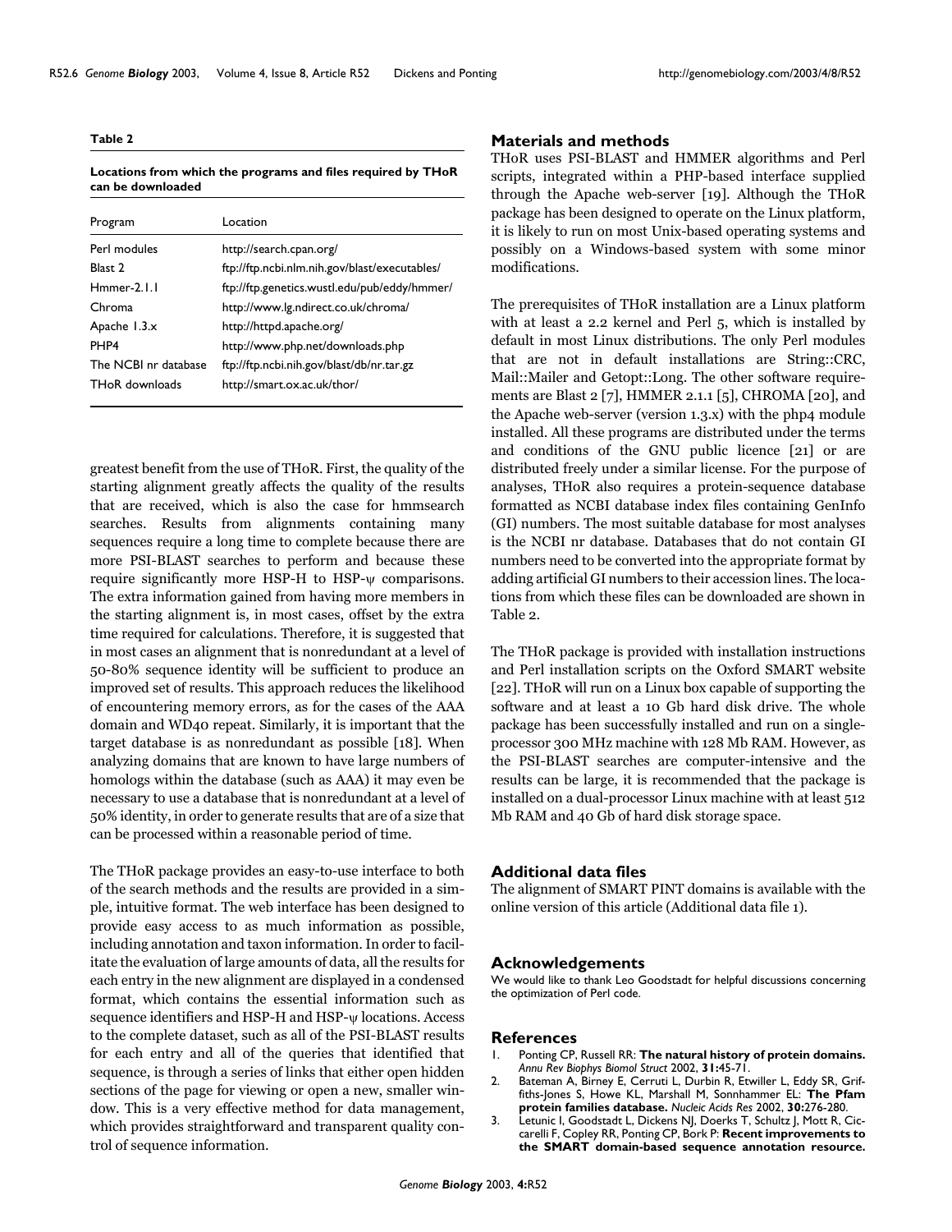**Table 2**

**Locations from which the programs and files required by THoR can be downloaded**

| Program | Location |
| --- | --- |
| Perl modules | http://search.cpan.org/ |
| Blast 2 | ftp://ftp.ncbi.nlm.nih.gov/blast/executables/ |
| Hmmer-2.1.1 | ftp://ftp.genetics.wustl.edu/pub/eddy/hmmer/ |
| Chroma | http://www.lg.ndirect.co.uk/chroma/ |
| Apache 1.3.x | http://httpd.apache.org/ |
| PHP4 | http://www.php.net/downloads.php |
| The NCBI nr database | ftp://ftp.ncbi.nih.gov/blast/db/nr.tar.gz |
| THoR downloads | http://smart.ox.ac.uk/thor/ |

greatest benefit from the use of THoR. First, the quality of the starting alignment greatly affects the quality of the results that are received, which is also the case for hmmsearch searches. Results from alignments containing many sequences require a long time to complete because there are more PSI-BLAST searches to perform and because these require significantly more HSP-H to HSP-ψ comparisons. The extra information gained from having more members in the starting alignment is, in most cases, offset by the extra time required for calculations. Therefore, it is suggested that in most cases an alignment that is nonredundant at a level of 50-80% sequence identity will be sufficient to produce an improved set of results. This approach reduces the likelihood of encountering memory errors, as for the cases of the AAA domain and WD40 repeat. Similarly, it is important that the target database is as nonredundant as possible [18]. When analyzing domains that are known to have large numbers of homologs within the database (such as AAA) it may even be necessary to use a database that is nonredundant at a level of 50% identity, in order to generate results that are of a size that can be processed within a reasonable period of time.

The THoR package provides an easy-to-use interface to both of the search methods and the results are provided in a simple, intuitive format. The web interface has been designed to provide easy access to as much information as possible, including annotation and taxon information. In order to facilitate the evaluation of large amounts of data, all the results for each entry in the new alignment are displayed in a condensed format, which contains the essential information such as sequence identifiers and HSP-H and HSP-ψ locations. Access to the complete dataset, such as all of the PSI-BLAST results for each entry and all of the queries that identified that sequence, is through a series of links that either open hidden sections of the page for viewing or open a new, smaller window. This is a very effective method for data management, which provides straightforward and transparent quality control of sequence information.

## Materials and methods

THoR uses PSI-BLAST and HMMER algorithms and Perl scripts, integrated within a PHP-based interface supplied through the Apache web-server [19]. Although the THoR package has been designed to operate on the Linux platform, it is likely to run on most Unix-based operating systems and possibly on a Windows-based system with some minor modifications.

The prerequisites of THoR installation are a Linux platform with at least a 2.2 kernel and Perl 5, which is installed by default in most Linux distributions. The only Perl modules that are not in default installations are String::CRC, Mail::Mailer and Getopt::Long. The other software requirements are Blast 2 [7], HMMER 2.1.1 [5], CHROMA [20], and the Apache web-server (version 1.3.x) with the php4 module installed. All these programs are distributed under the terms and conditions of the GNU public licence [21] or are distributed freely under a similar license. For the purpose of analyses, THoR also requires a protein-sequence database formatted as NCBI database index files containing GenInfo (GI) numbers. The most suitable database for most analyses is the NCBI nr database. Databases that do not contain GI numbers need to be converted into the appropriate format by adding artificial GI numbers to their accession lines. The locations from which these files can be downloaded are shown in Table 2.

The THoR package is provided with installation instructions and Perl installation scripts on the Oxford SMART website [22]. THoR will run on a Linux box capable of supporting the software and at least a 10 Gb hard disk drive. The whole package has been successfully installed and run on a single-processor 300 MHz machine with 128 Mb RAM. However, as the PSI-BLAST searches are computer-intensive and the results can be large, it is recommended that the package is installed on a dual-processor Linux machine with at least 512 Mb RAM and 40 Gb of hard disk storage space.

## Additional data files

The alignment of SMART PINT domains is available with the online version of this article (Additional data file 1).

## Acknowledgements

We would like to thank Leo Goodstadt for helpful discussions concerning the optimization of Perl code.

## References

1. Ponting CP, Russell RR: **The natural history of protein domains.** *Annu Rev Biophys Biomol Struct* 2002, **31:**45-71.
2. Bateman A, Birney E, Cerruti L, Durbin R, Etwiller L, Eddy SR, Griffiths-Jones S, Howe KL, Marshall M, Sonnhammer EL: **The Pfam protein families database.** *Nucleic Acids Res* 2002, **30:**276-280.
3. Letunic I, Goodstadt L, Dickens NJ, Doerks T, Schultz J, Mott R, Ciccarelli F, Copley RR, Ponting CP, Bork P: **Recent improvements to the SMART domain-based sequence annotation resource.**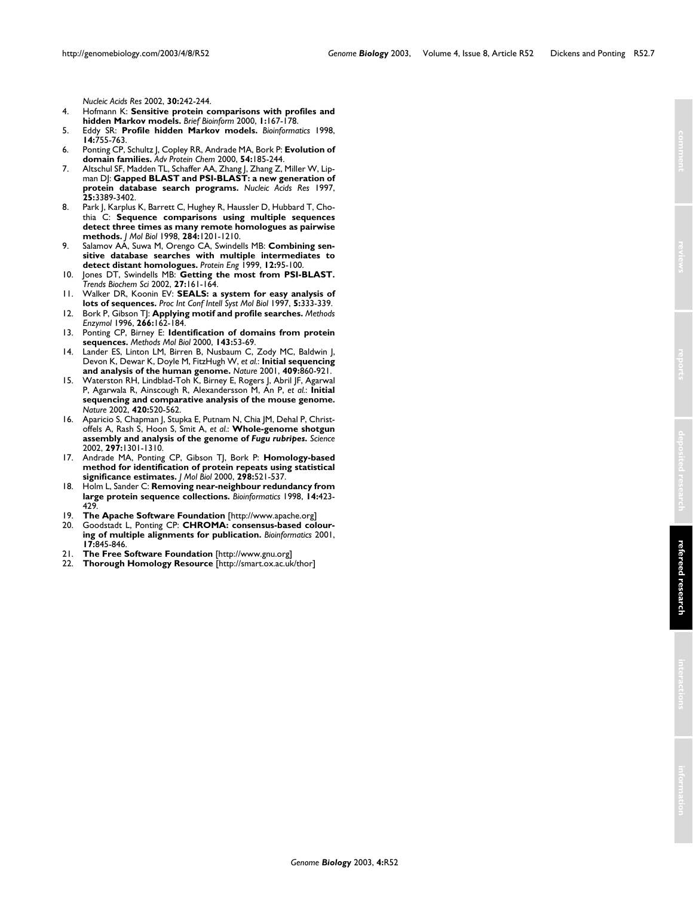*Nucleic Acids Res* 2002, **30:**242-244.

4. Hofmann K: **Sensitive protein comparisons with profiles and hidden Markov models.** *Brief Bioinform* 2000, **1:**167-178.
5. Eddy SR: **Profile hidden Markov models.** *Bioinformatics* 1998, **14:**755-763.
6. Ponting CP, Schultz J, Copley RR, Andrade MA, Bork P: **Evolution of domain families.** *Adv Protein Chem* 2000, **54:**185-244.
7. Altschul SF, Madden TL, Schaffer AA, Zhang J, Zhang Z, Miller W, Lipman DJ: **Gapped BLAST and PSI-BLAST: a new generation of protein database search programs.** *Nucleic Acids Res* 1997, **25:**3389-3402.
8. Park J, Karplus K, Barrett C, Hughey R, Haussler D, Hubbard T, Chothia C: **Sequence comparisons using multiple sequences detect three times as many remote homologues as pairwise methods.** *J Mol Biol* 1998, **284:**1201-1210.
9. Salamov AA, Suwa M, Orengo CA, Swindells MB: **Combining sensitive database searches with multiple intermediates to detect distant homologues.** *Protein Eng* 1999, **12:**95-100.
10. Jones DT, Swindells MB: **Getting the most from PSI-BLAST.** *Trends Biochem Sci* 2002, **27:**161-164.
11. Walker DR, Koonin EV: **SEALS: a system for easy analysis of lots of sequences.** *Proc Int Conf Intell Syst Mol Biol* 1997, **5:**333-339.
12. Bork P, Gibson TJ: **Applying motif and profile searches.** *Methods Enzymol* 1996, **266:**162-184.
13. Ponting CP, Birney E: **Identification of domains from protein sequences.** *Methods Mol Biol* 2000, **143:**53-69.
14. Lander ES, Linton LM, Birren B, Nusbaum C, Zody MC, Baldwin J, Devon K, Dewar K, Doyle M, FitzHugh W, *et al.*: **Initial sequencing and analysis of the human genome.** *Nature* 2001, **409:**860-921.
15. Waterston RH, Lindblad-Toh K, Birney E, Rogers J, Abril JF, Agarwal P, Agarwala R, Ainscough R, Alexandersson M, An P, *et al.*: **Initial sequencing and comparative analysis of the mouse genome.** *Nature* 2002, **420:**520-562.
16. Aparicio S, Chapman J, Stupka E, Putnam N, Chia JM, Dehal P, Christoffels A, Rash S, Hoon S, Smit A, *et al.*: **Whole-genome shotgun assembly and analysis of the genome of *Fugu rubripes*.** *Science* 2002, **297:**1301-1310.
17. Andrade MA, Ponting CP, Gibson TJ, Bork P: **Homology-based method for identification of protein repeats using statistical significance estimates.** *J Mol Biol* 2000, **298:**521-537.
18. Holm L, Sander C: **Removing near-neighbour redundancy from large protein sequence collections.** *Bioinformatics* 1998, **14:**423-429.
19. **The Apache Software Foundation** [http://www.apache.org]
20. Goodstadt L, Ponting CP: **CHROMA: consensus-based colouring of multiple alignments for publication.** *Bioinformatics* 2001, **17:**845-846.
21. **The Free Software Foundation** [http://www.gnu.org]
22. **Thorough Homology Resource** [http://smart.ox.ac.uk/thor]